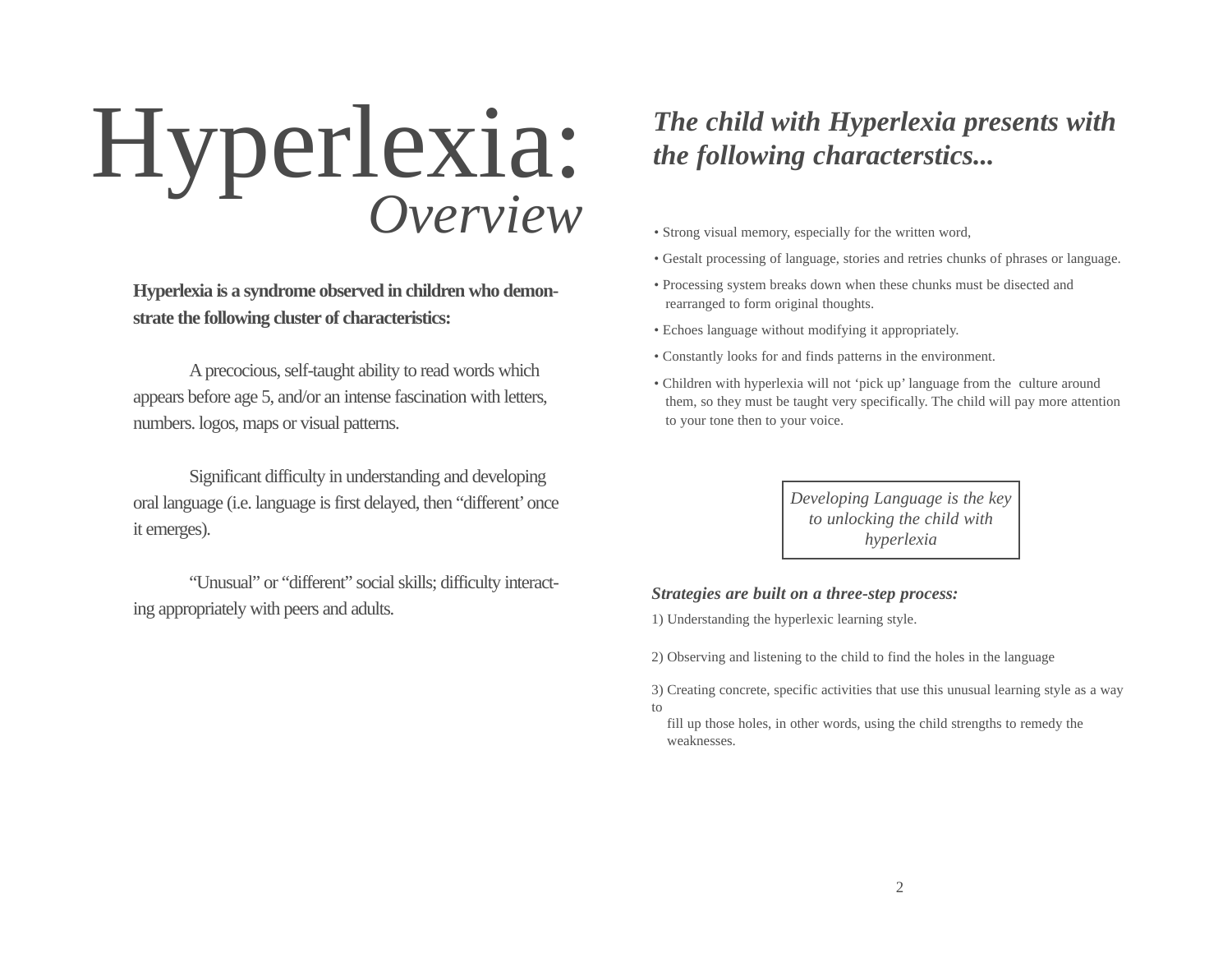# Hyperlexia: *Overview*

**Hyperlexia is a syndrome observed in children who demonstrate the following cluster of characteristics:**

A precocious, self-taught ability to read words which appears before age 5, and/or an intense fascination with letters, numbers. logos, maps or visual patterns.

Significant difficulty in understanding and developing oral language (i.e. language is first delayed, then "different' once it emerges).

"Unusual" or "different" social skills; difficulty interacting appropriately with peers and adults.

## *The child with Hyperlexia presents with the following characterstics...*

- Strong visual memory, especially for the written word,
- Gestalt processing of language, stories and retries chunks of phrases or language.
- Processing system breaks down when these chunks must be disected and rearranged to form original thoughts.
- Echoes language without modifying it appropriately.
- Constantly looks for and finds patterns in the environment.
- Children with hyperlexia will not 'pick up' language from the culture around them, so they must be taught very specifically. The child will pay more attention to your tone then to your voice.

*Developing Language is the key to unlocking the child with hyperlexia*

***Strategies are built on a three-step process:***

1) Understanding the hyperlexic learning style.

2) Observing and listening to the child to find the holes in the language

3) Creating concrete, specific activities that use this unusual learning style as a way to fill up those holes, in other words, using the child strengths to remedy the weaknesses.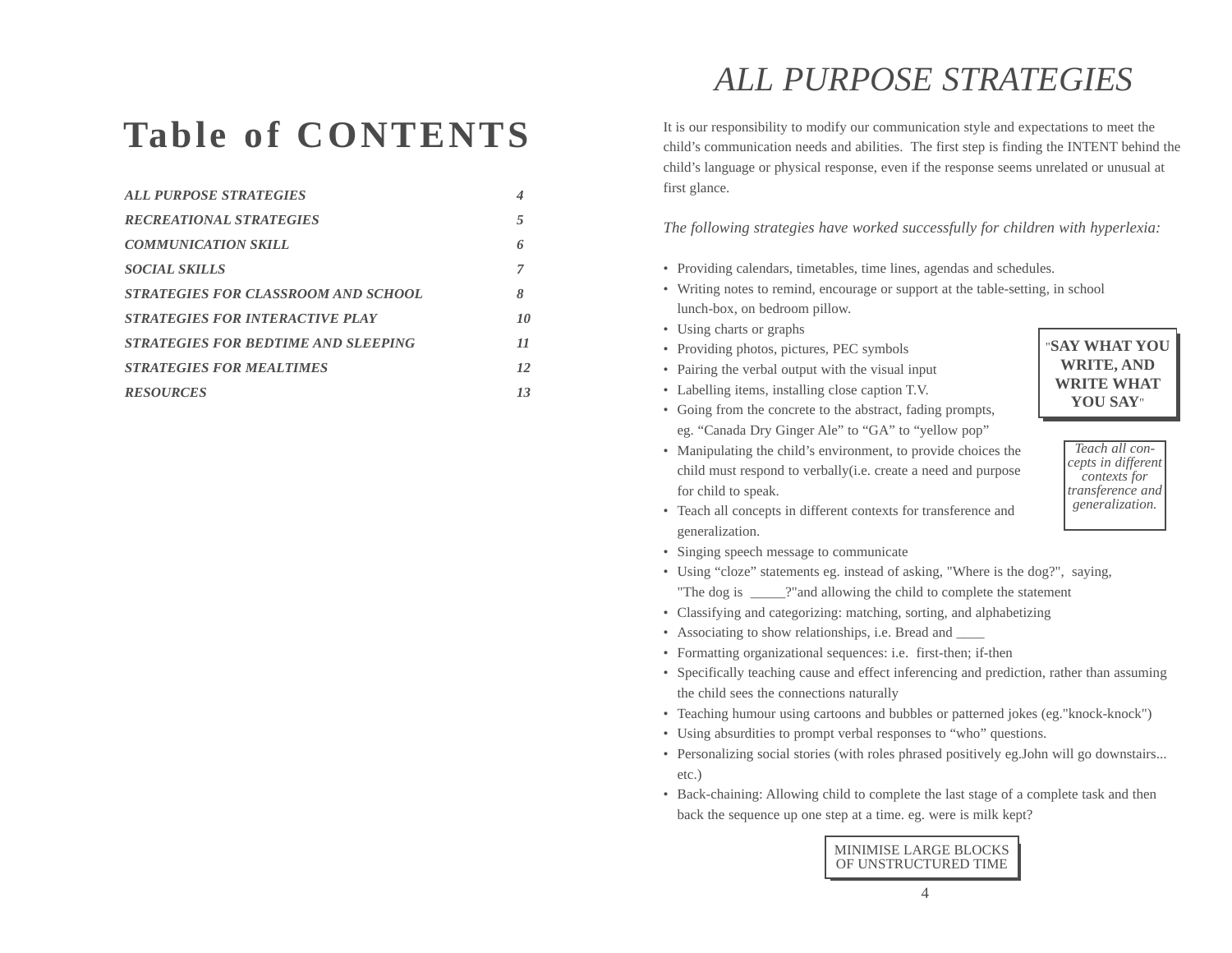# Table of CONTENTS

| | |
|---|---|
| *ALL PURPOSE STRATEGIES* | *4* |
| *RECREATIONAL STRATEGIES* | *5* |
| *COMMUNICATION SKILL* | *6* |
| *SOCIAL SKILLS* | *7* |
| *STRATEGIES FOR CLASSROOM AND SCHOOL* | *8* |
| *STRATEGIES FOR INTERACTIVE PLAY* | *10* |
| *STRATEGIES FOR BEDTIME AND SLEEPING* | *11* |
| *STRATEGIES FOR MEALTIMES* | *12* |
| *RESOURCES* | *13* |

# *ALL PURPOSE STRATEGIES*

It is our responsibility to modify our communication style and expectations to meet the child's communication needs and abilities. The first step is finding the INTENT behind the child's language or physical response, even if the response seems unrelated or unusual at first glance.

*The following strategies have worked successfully for children with hyperlexia:*

- Providing calendars, timetables, time lines, agendas and schedules.
- Writing notes to remind, encourage or support at the table-setting, in school lunch-box, on bedroom pillow.
- Using charts or graphs
- Providing photos, pictures, PEC symbols
- Pairing the verbal output with the visual input
- Labelling items, installing close caption T.V.
- Going from the concrete to the abstract, fading prompts, eg. "Canada Dry Ginger Ale" to "GA" to "yellow pop"
- Manipulating the child's environment, to provide choices the child must respond to verbally(i.e. create a need and purpose for child to speak.
- Teach all concepts in different contexts for transference and generalization.
- Singing speech message to communicate
- Using "cloze" statements eg. instead of asking, "Where is the dog?", saying, "The dog is _____?"and allowing the child to complete the statement
- Classifying and categorizing: matching, sorting, and alphabetizing
- Associating to show relationships, i.e. Bread and ____
- Formatting organizational sequences: i.e. first-then; if-then
- Specifically teaching cause and effect inferencing and prediction, rather than assuming the child sees the connections naturally
- Teaching humour using cartoons and bubbles or patterned jokes (eg."knock-knock")
- Using absurdities to prompt verbal responses to "who" questions.
- Personalizing social stories (with roles phrased positively eg.John will go downstairs... etc.)
- Back-chaining: Allowing child to complete the last stage of a complete task and then back the sequence up one step at a time. eg. were is milk kept?

"**SAY WHAT YOU WRITE, AND WRITE WHAT YOU SAY**"

*Teach all concepts in different contexts for transference and generalization.*

MINIMISE LARGE BLOCKS OF UNSTRUCTURED TIME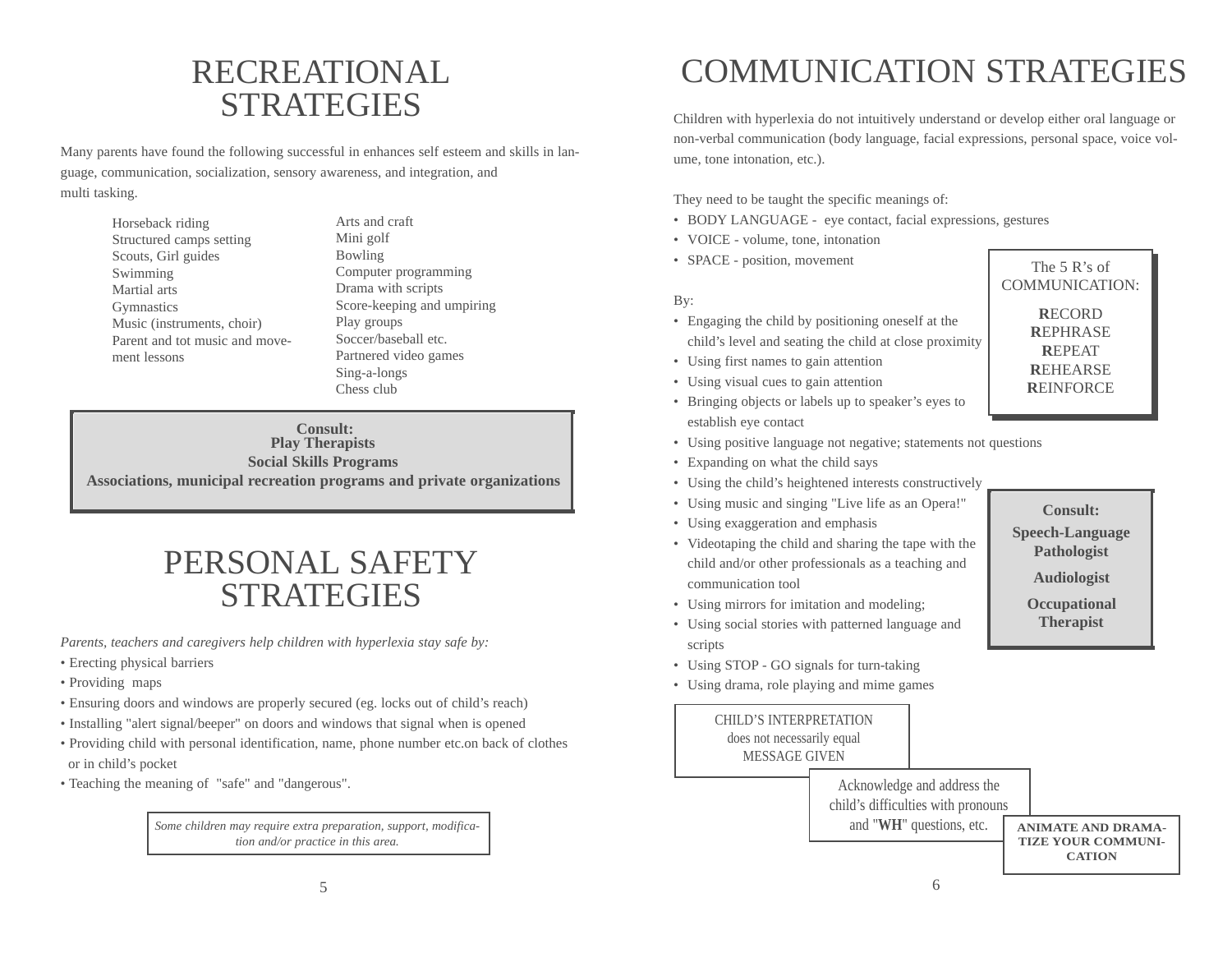# RECREATIONAL STRATEGIES

Many parents have found the following successful in enhances self esteem and skills in language, communication, socialization, sensory awareness, and integration, and multi tasking.

- Horseback riding
- Structured camps setting
- Scouts, Girl guides
- Swimming
- Martial arts
- Gymnastics
- Music (instruments, choir)
- Parent and tot music and movement lessons
- Arts and craft
- Mini golf
- Bowling
- Computer programming
- Drama with scripts
- Score-keeping and umpiring
- Play groups
- Soccer/baseball etc.
- Partnered video games
- Sing-a-longs
- Chess club

**Consult:**
**Play Therapists**
**Social Skills Programs**
**Associations, municipal recreation programs and private organizations**

# PERSONAL SAFETY STRATEGIES

*Parents, teachers and caregivers help children with hyperlexia stay safe by:*

- Erecting physical barriers
- Providing maps
- Ensuring doors and windows are properly secured (eg. locks out of child's reach)
- Installing "alert signal/beeper" on doors and windows that signal when is opened
- Providing child with personal identification, name, phone number etc.on back of clothes or in child's pocket
- Teaching the meaning of "safe" and "dangerous".

*Some children may require extra preparation, support, modification and/or practice in this area.*

# COMMUNICATION STRATEGIES

Children with hyperlexia do not intuitively understand or develop either oral language or non-verbal communication (body language, facial expressions, personal space, voice volume, tone intonation, etc.).

They need to be taught the specific meanings of:

- BODY LANGUAGE - eye contact, facial expressions, gestures
- VOICE - volume, tone, intonation
- SPACE - position, movement

By:

- Engaging the child by positioning oneself at the child's level and seating the child at close proximity
- Using first names to gain attention
- Using visual cues to gain attention
- Bringing objects or labels up to speaker's eyes to establish eye contact
- Using positive language not negative; statements not questions
- Expanding on what the child says
- Using the child's heightened interests constructively
- Using music and singing "Live life as an Opera!"
- Using exaggeration and emphasis
- Videotaping the child and sharing the tape with the child and/or other professionals as a teaching and communication tool
- Using mirrors for imitation and modeling;
- Using social stories with patterned language and scripts
- Using STOP - GO signals for turn-taking
- Using drama, role playing and mime games

The 5 R's of COMMUNICATION:

**R**ECORD
**R**EPHRASE
**R**EPEAT
**R**EHEARSE
**R**EINFORCE

**Consult:**
**Speech-Language Pathologist**
**Audiologist**
**Occupational Therapist**

CHILD'S INTERPRETATION does not necessarily equal MESSAGE GIVEN

Acknowledge and address the child's difficulties with pronouns and "**WH**" questions, etc.

**ANIMATE AND DRAMATIZE YOUR COMMUNICATION**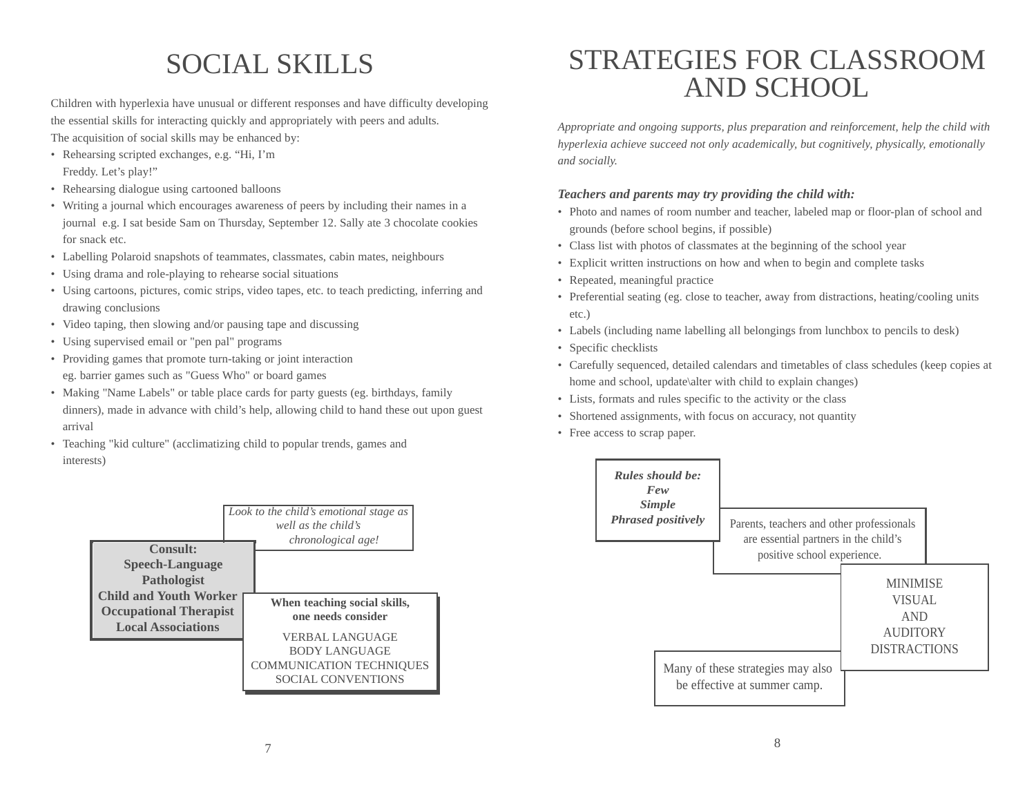# SOCIAL SKILLS

Children with hyperlexia have unusual or different responses and have difficulty developing the essential skills for interacting quickly and appropriately with peers and adults.
The acquisition of social skills may be enhanced by:

- Rehearsing scripted exchanges, e.g. "Hi, I'm Freddy. Let's play!"
- Rehearsing dialogue using cartooned balloons
- Writing a journal which encourages awareness of peers by including their names in a journal e.g. I sat beside Sam on Thursday, September 12. Sally ate 3 chocolate cookies for snack etc.
- Labelling Polaroid snapshots of teammates, classmates, cabin mates, neighbours
- Using drama and role-playing to rehearse social situations
- Using cartoons, pictures, comic strips, video tapes, etc. to teach predicting, inferring and drawing conclusions
- Video taping, then slowing and/or pausing tape and discussing
- Using supervised email or "pen pal" programs
- Providing games that promote turn-taking or joint interaction eg. barrier games such as "Guess Who" or board games
- Making "Name Labels" or table place cards for party guests (eg. birthdays, family dinners), made in advance with child's help, allowing child to hand these out upon guest arrival
- Teaching "kid culture" (acclimatizing child to popular trends, games and interests)

*Look to the child's emotional stage as well as the child's chronological age!*

**Consult:**
**Speech-Language Pathologist**
**Child and Youth Worker**
**Occupational Therapist**
**Local Associations**

**When teaching social skills, one needs consider**

VERBAL LANGUAGE
BODY LANGUAGE
COMMUNICATION TECHNIQUES
SOCIAL CONVENTIONS

# STRATEGIES FOR CLASSROOM AND SCHOOL

*Appropriate and ongoing supports, plus preparation and reinforcement, help the child with hyperlexia achieve succeed not only academically, but cognitively, physically, emotionally and socially.*

***Teachers and parents may try providing the child with:***

- Photo and names of room number and teacher, labeled map or floor-plan of school and grounds (before school begins, if possible)
- Class list with photos of classmates at the beginning of the school year
- Explicit written instructions on how and when to begin and complete tasks
- Repeated, meaningful practice
- Preferential seating (eg. close to teacher, away from distractions, heating/cooling units etc.)
- Labels (including name labelling all belongings from lunchbox to pencils to desk)
- Specific checklists
- Carefully sequenced, detailed calendars and timetables of class schedules (keep copies at home and school, update\alter with child to explain changes)
- Lists, formats and rules specific to the activity or the class
- Shortened assignments, with focus on accuracy, not quantity
- Free access to scrap paper.

***Rules should be:***
***Few***
***Simple***
***Phrased positively***

Parents, teachers and other professionals are essential partners in the child's positive school experience.

MINIMISE
VISUAL
AND
AUDITORY
DISTRACTIONS

Many of these strategies may also be effective at summer camp.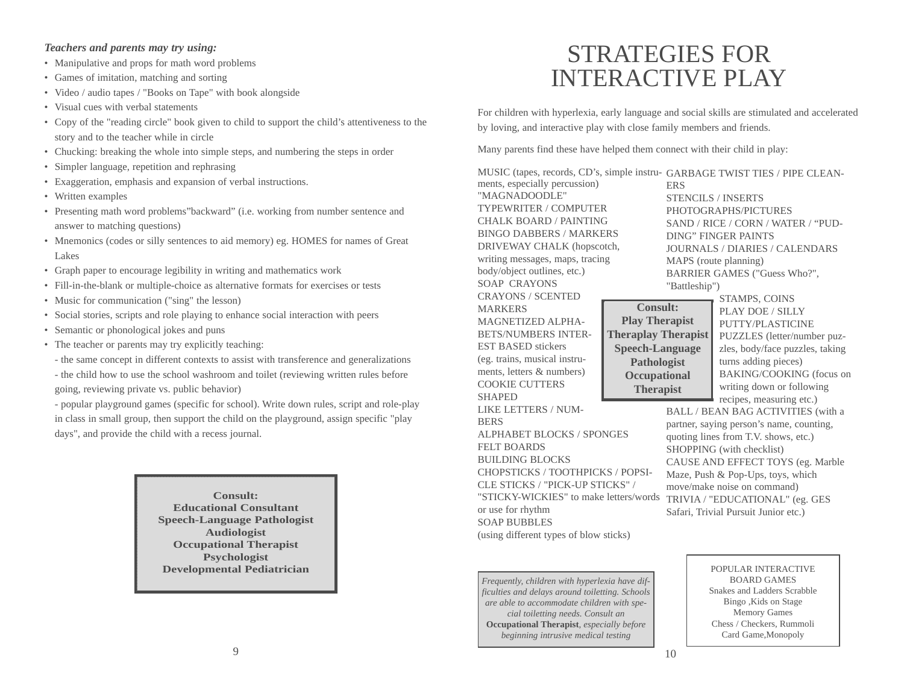***Teachers and parents may try using:***

- Manipulative and props for math word problems
- Games of imitation, matching and sorting
- Video / audio tapes / "Books on Tape" with book alongside
- Visual cues with verbal statements
- Copy of the "reading circle" book given to child to support the child's attentiveness to the story and to the teacher while in circle
- Chucking: breaking the whole into simple steps, and numbering the steps in order
- Simpler language, repetition and rephrasing
- Exaggeration, emphasis and expansion of verbal instructions.
- Written examples
- Presenting math word problems"backward" (i.e. working from number sentence and answer to matching questions)
- Mnemonics (codes or silly sentences to aid memory) eg. HOMES for names of Great Lakes
- Graph paper to encourage legibility in writing and mathematics work
- Fill-in-the-blank or multiple-choice as alternative formats for exercises or tests
- Music for communication ("sing" the lesson)
- Social stories, scripts and role playing to enhance social interaction with peers
- Semantic or phonological jokes and puns
- The teacher or parents may try explicitly teaching:
  - the same concept in different contexts to assist with transference and generalizations
  - the child how to use the school washroom and toilet (reviewing written rules before going, reviewing private vs. public behavior)
  - popular playground games (specific for school). Write down rules, script and role-play in class in small group, then support the child on the playground, assign specific "play days", and provide the child with a recess journal.

**Consult:**
**Educational Consultant**
**Speech-Language Pathologist**
**Audiologist**
**Occupational Therapist**
**Psychologist**
**Developmental Pediatrician**

# STRATEGIES FOR INTERACTIVE PLAY

For children with hyperlexia, early language and social skills are stimulated and accelerated by loving, and interactive play with close family members and friends.

Many parents find these have helped them connect with their child in play:

MUSIC (tapes, records, CD's, simple instruments, especially percussion)
"MAGNADOODLE"
TYPEWRITER / COMPUTER
CHALK BOARD / PAINTING
BINGO DABBERS / MARKERS
DRIVEWAY CHALK (hopscotch, writing messages, maps, tracing body/object outlines, etc.)
SOAP CRAYONS
CRAYONS / SCENTED MARKERS
MAGNETIZED ALPHABETS/NUMBERS INTEREST BASED stickers (eg. trains, musical instruments, letters & numbers)
COOKIE CUTTERS SHAPED LIKE LETTERS / NUMBERS
ALPHABET BLOCKS / SPONGES
FELT BOARDS
BUILDING BLOCKS
CHOPSTICKS / TOOTHPICKS / POPSICLE STICKS / "PICK-UP STICKS" / "STICKY-WICKIES" to make letters/words or use for rhythm
SOAP BUBBLES (using different types of blow sticks)

GARBAGE TWIST TIES / PIPE CLEANERS
STENCILS / INSERTS
PHOTOGRAPHS/PICTURES
SAND / RICE / CORN / WATER / "PUDDING" FINGER PAINTS
JOURNALS / DIARIES / CALENDARS
MAPS (route planning)
BARRIER GAMES ("Guess Who?", "Battleship")
STAMPS, COINS
PLAY DOE / SILLY PUTTY/PLASTICINE
PUZZLES (letter/number puzzles, body/face puzzles, taking turns adding pieces)
BAKING/COOKING (focus on writing down or following recipes, measuring etc.)
BALL / BEAN BAG ACTIVITIES (with a partner, saying person's name, counting, quoting lines from T.V. shows, etc.)
SHOPPING (with checklist)
CAUSE AND EFFECT TOYS (eg. Marble Maze, Push & Pop-Ups, toys, which move/make noise on command)
TRIVIA / "EDUCATIONAL" (eg. GES Safari, Trivial Pursuit Junior etc.)

**Consult:**
**Play Therapist**
**Theraplay Therapist**
**Speech-Language Pathologist**
**Occupational Therapist**

*Frequently, children with hyperlexia have difficulties and delays around toiletting. Schools are able to accommodate children with special toiletting needs. Consult an* **Occupational Therapist**, *especially before beginning intrusive medical testing*

POPULAR INTERACTIVE BOARD GAMES
Snakes and Ladders Scrabble
Bingo ,Kids on Stage
Memory Games
Chess / Checkers, Rummoli
Card Game,Monopoly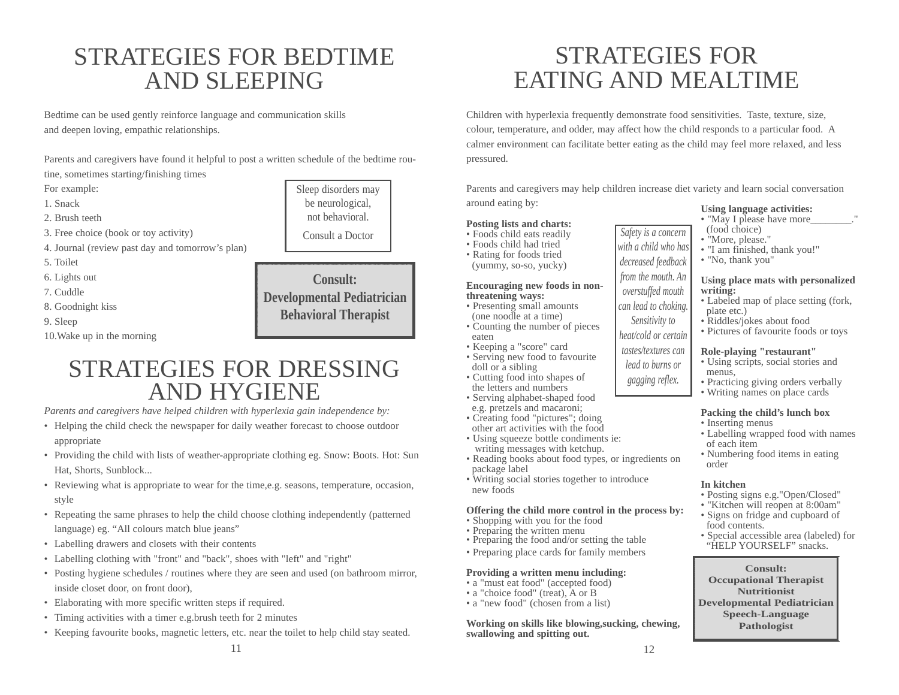# STRATEGIES FOR BEDTIME AND SLEEPING

Bedtime can be used gently reinforce language and communication skills and deepen loving, empathic relationships.

Parents and caregivers have found it helpful to post a written schedule of the bedtime routine, sometimes starting/finishing times

For example:

1. Snack
2. Brush teeth
3. Free choice (book or toy activity)
4. Journal (review past day and tomorrow's plan)
5. Toilet
6. Lights out
7. Cuddle
8. Goodnight kiss
9. Sleep
10. Wake up in the morning

Sleep disorders may be neurological, not behavioral.

Consult a Doctor

**Consult:**
**Developmental Pediatrician**
**Behavioral Therapist**

# STRATEGIES FOR DRESSING AND HYGIENE

*Parents and caregivers have helped children with hyperlexia gain independence by:*

- Helping the child check the newspaper for daily weather forecast to choose outdoor appropriate
- Providing the child with lists of weather-appropriate clothing eg. Snow: Boots. Hot: Sun Hat, Shorts, Sunblock...
- Reviewing what is appropriate to wear for the time,e.g. seasons, temperature, occasion, style
- Repeating the same phrases to help the child choose clothing independently (patterned language) eg. "All colours match blue jeans"
- Labelling drawers and closets with their contents
- Labelling clothing with "front" and "back", shoes with "left" and "right"
- Posting hygiene schedules / routines where they are seen and used (on bathroom mirror, inside closet door, on front door),
- Elaborating with more specific written steps if required.
- Timing activities with a timer e.g.brush teeth for 2 minutes
- Keeping favourite books, magnetic letters, etc. near the toilet to help child stay seated.

# STRATEGIES FOR EATING AND MEALTIME

Children with hyperlexia frequently demonstrate food sensitivities. Taste, texture, size, colour, temperature, and odder, may affect how the child responds to a particular food. A calmer environment can facilitate better eating as the child may feel more relaxed, and less pressured.

Parents and caregivers may help children increase diet variety and learn social conversation around eating by:

**Posting lists and charts:**
- Foods child eats readily
- Foods child had tried
- Rating for foods tried (yummy, so-so, yucky)

**Encouraging new foods in non-threatening ways:**
- Presenting small amounts (one noodle at a time)
- Counting the number of pieces eaten
- Keeping a "score" card
- Serving new food to favourite doll or a sibling
- Cutting food into shapes of the letters and numbers
- Serving alphabet-shaped food e.g. pretzels and macaroni;
- Creating food "pictures"; doing other art activities with the food
- Using squeeze bottle condiments ie: writing messages with ketchup.
- Reading books about food types, or ingredients on package label
- Writing social stories together to introduce new foods

*Safety is a concern with a child who has decreased feedback from the mouth. An overstuffed mouth can lead to choking. Sensitivity to heat/cold or certain tastes/textures can lead to burns or gagging reflex.*

**Offering the child more control in the process by:**
- Shopping with you for the food
- Preparing the written menu
- Preparing the food and/or setting the table
- Preparing place cards for family members

**Providing a written menu including:**
- a "must eat food" (accepted food)
- a "choice food" (treat), A or B
- a "new food" (chosen from a list)

**Working on skills like blowing,sucking, chewing, swallowing and spitting out.**

**Using language activities:**
- "May I please have more________." (food choice)
- "More, please."
- "I am finished, thank you!"
- "No, thank you"

**Using place mats with personalized writing:**
- Labeled map of place setting (fork, plate etc.)
- Riddles/jokes about food
- Pictures of favourite foods or toys

**Role-playing "restaurant"**
- Using scripts, social stories and menus,
- Practicing giving orders verbally
- Writing names on place cards

**Packing the child's lunch box**
- Inserting menus
- Labelling wrapped food with names of each item
- Numbering food items in eating order

**In kitchen**
- Posting signs e.g."Open/Closed"
- "Kitchen will reopen at 8:00am"
- Signs on fridge and cupboard of food contents.
- Special accessible area (labeled) for "HELP YOURSELF" snacks.

**Consult:**
**Occupational Therapist**
**Nutritionist**
**Developmental Pediatrician**
**Speech-Language Pathologist**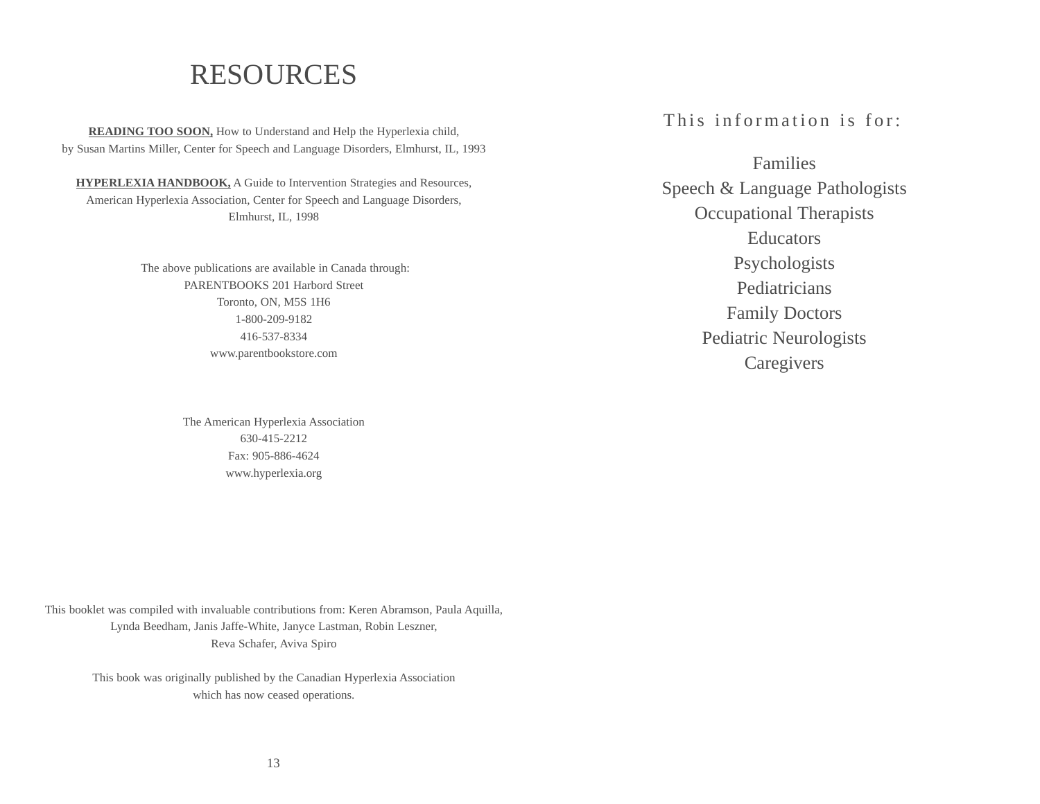# RESOURCES

**READING TOO SOON,** How to Understand and Help the Hyperlexia child,
by Susan Martins Miller, Center for Speech and Language Disorders, Elmhurst, IL, 1993

**HYPERLEXIA HANDBOOK,** A Guide to Intervention Strategies and Resources,
American Hyperlexia Association, Center for Speech and Language Disorders,
Elmhurst, IL, 1998

The above publications are available in Canada through:
PARENTBOOKS 201 Harbord Street
Toronto, ON, M5S 1H6
1-800-209-9182
416-537-8334
www.parentbookstore.com

The American Hyperlexia Association
630-415-2212
Fax: 905-886-4624
www.hyperlexia.org

This booklet was compiled with invaluable contributions from: Keren Abramson, Paula Aquilla,
Lynda Beedham, Janis Jaffe-White, Janyce Lastman, Robin Leszner,
Reva Schafer, Aviva Spiro

This book was originally published by the Canadian Hyperlexia Association
which has now ceased operations.

This information is for:

Families
Speech & Language Pathologists
Occupational Therapists
Educators
Psychologists
Pediatricians
Family Doctors
Pediatric Neurologists
Caregivers